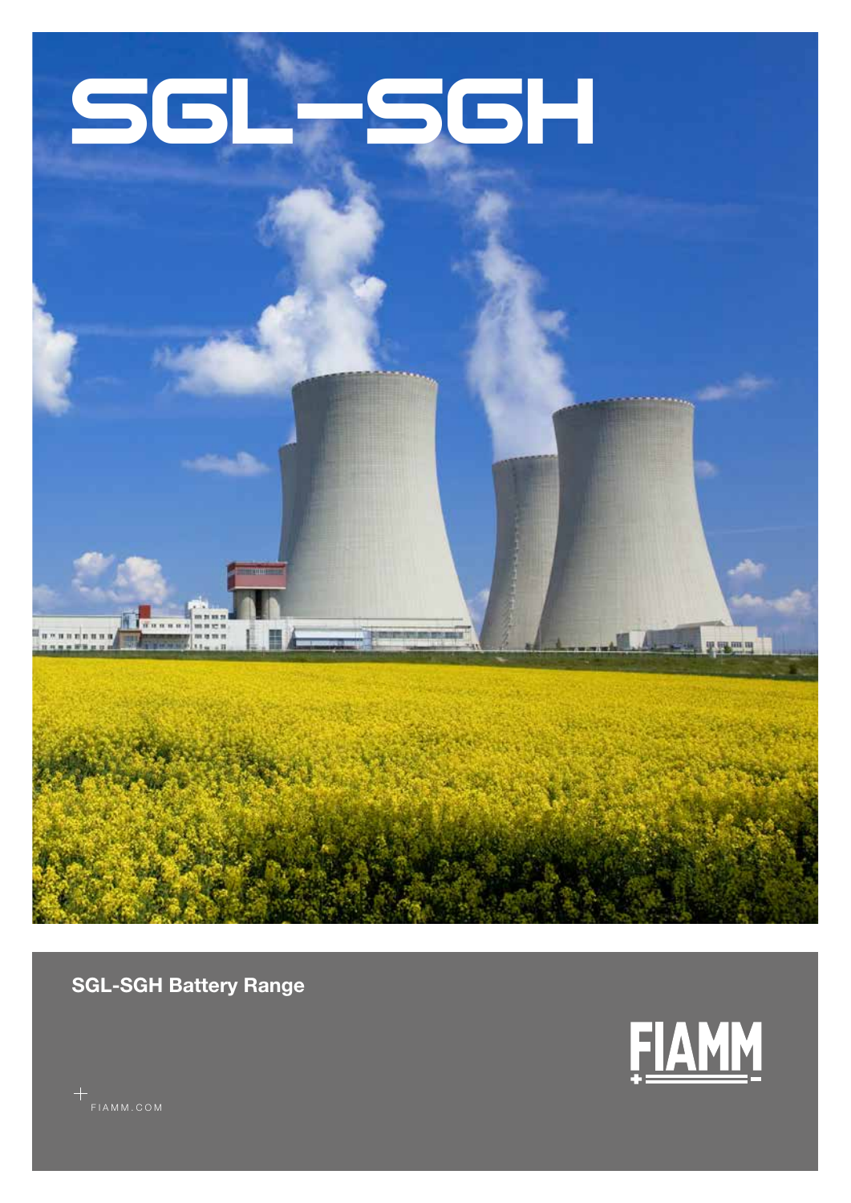# SGL-SGH

**SGL-SGH Battery Range**

FIAMM

FIAMM.COM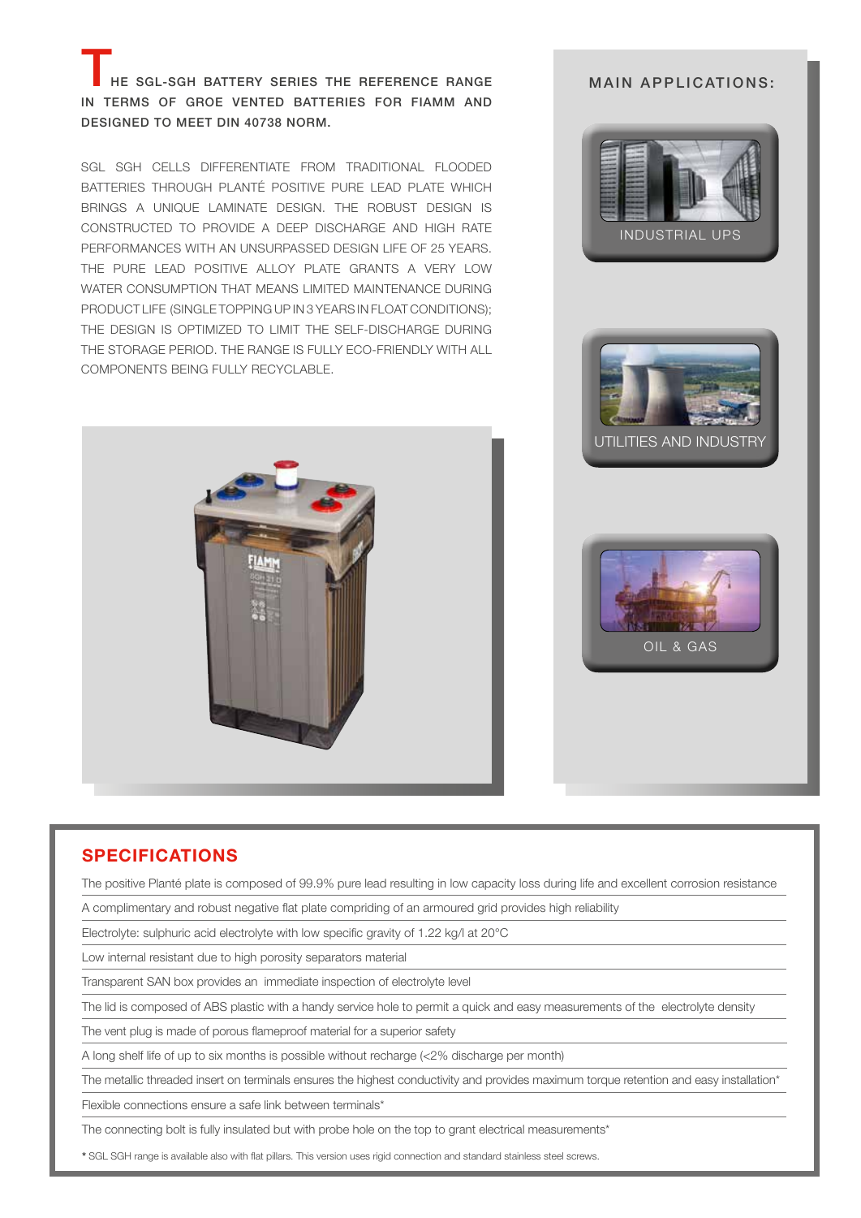**THE SGL-SGH BATTERY SERIES THE REFERENCE RANGE IN TERMS OF GROE VENTED BATTERIES FOR FIAMM AND DESIGNED TO MEET DIN 40738 NORM.**

SGL SGH CELLS DIFFERENTIATE FROM TRADITIONAL FLOODED BATTERIES THROUGH PLANTÉ POSITIVE PURE LEAD PLATE WHICH BRINGS A UNIQUE LAMINATE DESIGN. THE ROBUST DESIGN IS CONSTRUCTED TO PROVIDE A DEEP DISCHARGE AND HIGH RATE PERFORMANCES WITH AN UNSURPASSED DESIGN LIFE OF 25 YEARS. THE PURE LEAD POSITIVE ALLOY PLATE GRANTS A VERY LOW WATER CONSUMPTION THAT MEANS LIMITED MAINTENANCE DURING PRODUCT LIFE (SINGLE TOPPING UP IN 3 YEARS IN FLOAT CONDITIONS); THE DESIGN IS OPTIMIZED TO LIMIT THE SELF-DISCHARGE DURING THE STORAGE PERIOD. THE RANGE IS FULLY ECO-FRIENDLY WITH ALL COMPONENTS BEING FULLY RECYCLABLE.

## MAIN APPLICATIONS:

- INDUSTRIAL UPS
- UTILITIES AND INDUSTRY
- OIL & GAS

## SPECIFICATIONS

- The positive Planté plate is composed of 99.9% pure lead resulting in low capacity loss during life and excellent corrosion resistance
- A complimentary and robust negative flat plate compriding of an armoured grid provides high reliability
- Electrolyte: sulphuric acid electrolyte with low specific gravity of 1.22 kg/l at 20°C
- Low internal resistant due to high porosity separators material
- Transparent SAN box provides an immediate inspection of electrolyte level
- The lid is composed of ABS plastic with a handy service hole to permit a quick and easy measurements of the electrolyte density
- The vent plug is made of porous flameproof material for a superior safety
- A long shelf life of up to six months is possible without recharge (<2% discharge per month)
- The metallic threaded insert on terminals ensures the highest conductivity and provides maximum torque retention and easy installation*
- Flexible connections ensure a safe link between terminals*
- The connecting bolt is fully insulated but with probe hole on the top to grant electrical measurements*

* SGL SGH range is available also with flat pillars. This version uses rigid connection and standard stainless steel screws.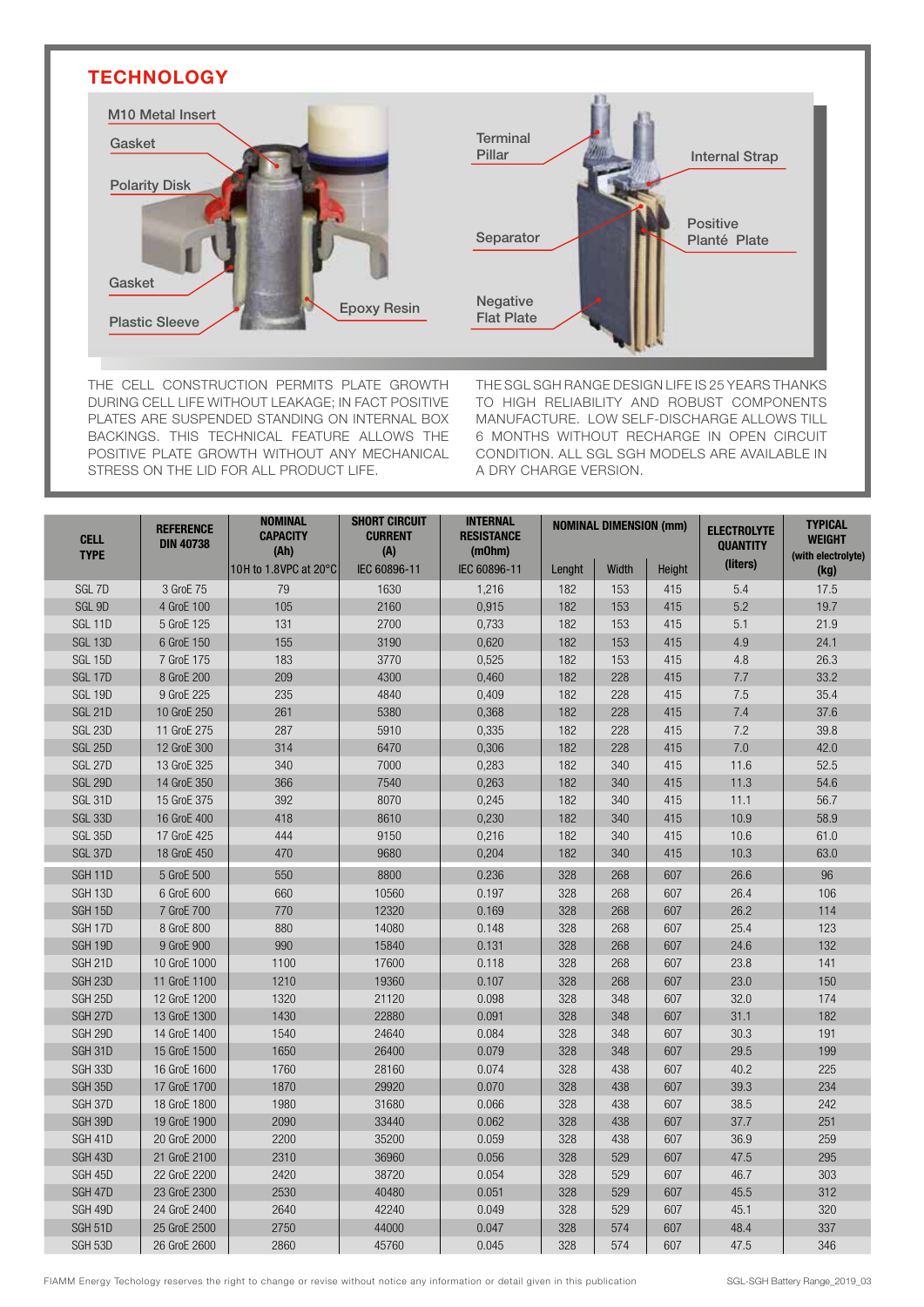## TECHNOLOGY

M10 Metal Insert

Gasket

Polarity Disk

Gasket

Plastic Sleeve

Epoxy Resin

Terminal Pillar

Internal Strap

Separator

Positive Planté Plate

Negative Flat Plate

THE CELL CONSTRUCTION PERMITS PLATE GROWTH DURING CELL LIFE WITHOUT LEAKAGE; IN FACT POSITIVE PLATES ARE SUSPENDED STANDING ON INTERNAL BOX BACKINGS. THIS TECHNICAL FEATURE ALLOWS THE POSITIVE PLATE GROWTH WITHOUT ANY MECHANICAL STRESS ON THE LID FOR ALL PRODUCT LIFE.

THE SGL SGH RANGE DESIGN LIFE IS 25 YEARS THANKS TO HIGH RELIABILITY AND ROBUST COMPONENTS MANUFACTURE. LOW SELF-DISCHARGE ALLOWS TILL 6 MONTHS WITHOUT RECHARGE IN OPEN CIRCUIT CONDITION. ALL SGL SGH MODELS ARE AVAILABLE IN A DRY CHARGE VERSION.

| CELL TYPE | REFERENCE DIN 40738 | NOMINAL CAPACITY (Ah) | SHORT CIRCUIT CURRENT (A) | INTERNAL RESISTANCE (mOhm) | NOMINAL DIMENSION (mm) | | | ELECTROLYTE QUANTITY (liters) | TYPICAL WEIGHT (with electrolyte) (kg) |
|---|---|---|---|---|---|---|---|---|---|
| | | 10H to 1.8VPC at 20°C | IEC 60896-11 | IEC 60896-11 | Lenght | Width | Height | | |
| SGL 7D | 3 GroE 75 | 79 | 1630 | 1,216 | 182 | 153 | 415 | 5.4 | 17.5 |
| SGL 9D | 4 GroE 100 | 105 | 2160 | 0,915 | 182 | 153 | 415 | 5.2 | 19.7 |
| SGL 11D | 5 GroE 125 | 131 | 2700 | 0,733 | 182 | 153 | 415 | 5.1 | 21.9 |
| SGL 13D | 6 GroE 150 | 155 | 3190 | 0,620 | 182 | 153 | 415 | 4.9 | 24.1 |
| SGL 15D | 7 GroE 175 | 183 | 3770 | 0,525 | 182 | 153 | 415 | 4.8 | 26.3 |
| SGL 17D | 8 GroE 200 | 209 | 4300 | 0,460 | 182 | 228 | 415 | 7.7 | 33.2 |
| SGL 19D | 9 GroE 225 | 235 | 4840 | 0,409 | 182 | 228 | 415 | 7.5 | 35.4 |
| SGL 21D | 10 GroE 250 | 261 | 5380 | 0,368 | 182 | 228 | 415 | 7.4 | 37.6 |
| SGL 23D | 11 GroE 275 | 287 | 5910 | 0,335 | 182 | 228 | 415 | 7.2 | 39.8 |
| SGL 25D | 12 GroE 300 | 314 | 6470 | 0,306 | 182 | 228 | 415 | 7.0 | 42.0 |
| SGL 27D | 13 GroE 325 | 340 | 7000 | 0,283 | 182 | 340 | 415 | 11.6 | 52.5 |
| SGL 29D | 14 GroE 350 | 366 | 7540 | 0,263 | 182 | 340 | 415 | 11.3 | 54.6 |
| SGL 31D | 15 GroE 375 | 392 | 8070 | 0,245 | 182 | 340 | 415 | 11.1 | 56.7 |
| SGL 33D | 16 GroE 400 | 418 | 8610 | 0,230 | 182 | 340 | 415 | 10.9 | 58.9 |
| SGL 35D | 17 GroE 425 | 444 | 9150 | 0,216 | 182 | 340 | 415 | 10.6 | 61.0 |
| SGL 37D | 18 GroE 450 | 470 | 9680 | 0,204 | 182 | 340 | 415 | 10.3 | 63.0 |
| SGH 11D | 5 GroE 500 | 550 | 8800 | 0.236 | 328 | 268 | 607 | 26.6 | 96 |
| SGH 13D | 6 GroE 600 | 660 | 10560 | 0.197 | 328 | 268 | 607 | 26.4 | 106 |
| SGH 15D | 7 GroE 700 | 770 | 12320 | 0.169 | 328 | 268 | 607 | 26.2 | 114 |
| SGH 17D | 8 GroE 800 | 880 | 14080 | 0.148 | 328 | 268 | 607 | 25.4 | 123 |
| SGH 19D | 9 GroE 900 | 990 | 15840 | 0.131 | 328 | 268 | 607 | 24.6 | 132 |
| SGH 21D | 10 GroE 1000 | 1100 | 17600 | 0.118 | 328 | 268 | 607 | 23.8 | 141 |
| SGH 23D | 11 GroE 1100 | 1210 | 19360 | 0.107 | 328 | 268 | 607 | 23.0 | 150 |
| SGH 25D | 12 GroE 1200 | 1320 | 21120 | 0.098 | 328 | 348 | 607 | 32.0 | 174 |
| SGH 27D | 13 GroE 1300 | 1430 | 22880 | 0.091 | 328 | 348 | 607 | 31.1 | 182 |
| SGH 29D | 14 GroE 1400 | 1540 | 24640 | 0.084 | 328 | 348 | 607 | 30.3 | 191 |
| SGH 31D | 15 GroE 1500 | 1650 | 26400 | 0.079 | 328 | 348 | 607 | 29.5 | 199 |
| SGH 33D | 16 GroE 1600 | 1760 | 28160 | 0.074 | 328 | 438 | 607 | 40.2 | 225 |
| SGH 35D | 17 GroE 1700 | 1870 | 29920 | 0.070 | 328 | 438 | 607 | 39.3 | 234 |
| SGH 37D | 18 GroE 1800 | 1980 | 31680 | 0.066 | 328 | 438 | 607 | 38.5 | 242 |
| SGH 39D | 19 GroE 1900 | 2090 | 33440 | 0.062 | 328 | 438 | 607 | 37.7 | 251 |
| SGH 41D | 20 GroE 2000 | 2200 | 35200 | 0.059 | 328 | 438 | 607 | 36.9 | 259 |
| SGH 43D | 21 GroE 2100 | 2310 | 36960 | 0.056 | 328 | 529 | 607 | 47.5 | 295 |
| SGH 45D | 22 GroE 2200 | 2420 | 38720 | 0.054 | 328 | 529 | 607 | 46.7 | 303 |
| SGH 47D | 23 GroE 2300 | 2530 | 40480 | 0.051 | 328 | 529 | 607 | 45.5 | 312 |
| SGH 49D | 24 GroE 2400 | 2640 | 42240 | 0.049 | 328 | 529 | 607 | 45.1 | 320 |
| SGH 51D | 25 GroE 2500 | 2750 | 44000 | 0.047 | 328 | 574 | 607 | 48.4 | 337 |
| SGH 53D | 26 GroE 2600 | 2860 | 45760 | 0.045 | 328 | 574 | 607 | 47.5 | 346 |

FIAMM Energy Techology reserves the right to change or revise without notice any information or detail given in this publication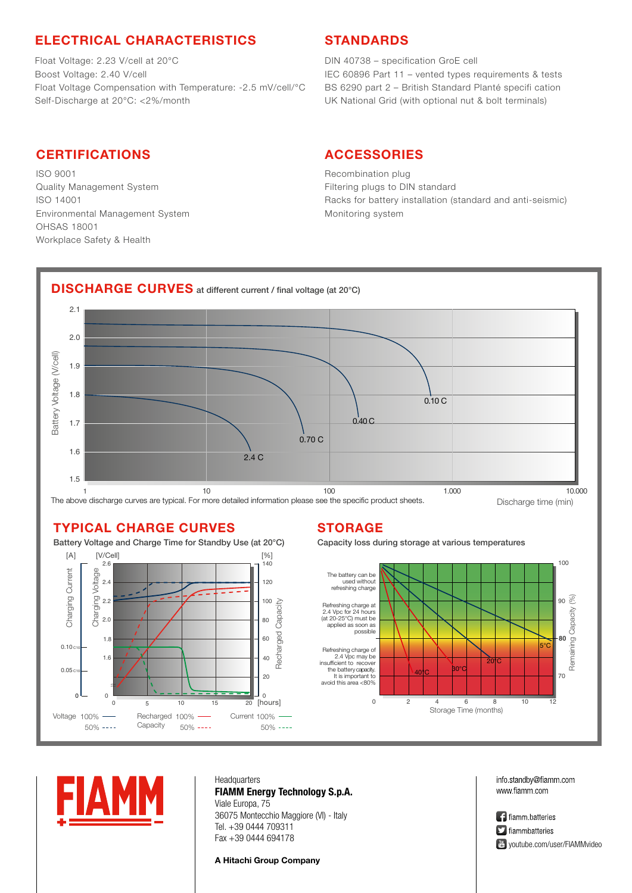## ELECTRICAL CHARACTERISTICS

Float Voltage: 2.23 V/cell at 20°C
Boost Voltage: 2.40 V/cell
Float Voltage Compensation with Temperature: -2.5 mV/cell/°C
Self-Discharge at 20°C: <2%/month

## STANDARDS

DIN 40738 – specification GroE cell
IEC 60896 Part 11 – vented types requirements & tests
BS 6290 part 2 – British Standard Planté specifi cation
UK National Grid (with optional nut & bolt terminals)

## CERTIFICATIONS

ISO 9001
Quality Management System
ISO 14001
Environmental Management System
OHSAS 18001
Workplace Safety & Health

## ACCESSORIES

Recombination plug
Filtering plugs to DIN standard
Racks for battery installation (standard and anti-seismic)
Monitoring system

## DISCHARGE CURVES at different current / final voltage (at 20°C)

Battery Voltage (V/cell)
2.1
2.0
1.9
1.8
1.7
1.6
1.5
0.10 C
0.40 C
0.70 C
2.4 C
1
10
100
1.000
10.000
Discharge time (min)

The above discharge curves are typical. For more detailed information please see the specific product sheets.

## TYPICAL CHARGE CURVES

Battery Voltage and Charge Time for Standby Use (at 20°C)

[A] [V/Cell] [%]
Charging Current
Charging Voltage
Recharged Capacity
2.6 2.4 2.2 2.0 1.8 1.6
140 120 100 80 60 40 20 0
0.10 C10
0.05 C10
0
0 5 10 15 20 [hours]

Voltage 100% ——
50% ----
Recharged Capacity 100% ——
50% ----
Current 100% ——
50% ----

## STORAGE

Capacity loss during storage at various temperatures

The battery can be used without refreshing charge

Refreshing charge at 2.4 Vpc for 24 hours (at 20-25°C) must be applied as soon as possible

Refreshing charge of 2.4 Vpc may be insufficient to recover the battery capacity. It is important to avoid this area <80%

Remaining Capacity (%)
100
90
80
70
5°C
20°C
30°C
40°C
0 2 4 6 8 10 12
Storage Time (months)

Headquarters
**FIAMM Energy Technology S.p.A.**
Viale Europa, 75
36075 Montecchio Maggiore (VI) - Italy
Tel. +39 0444 709311
Fax +39 0444 694178

**A Hitachi Group Company**

info.standby@fiamm.com
www.fiamm.com

fiamm.batteries
fiammbatteries
youtube.com/user/FIAMMvideo